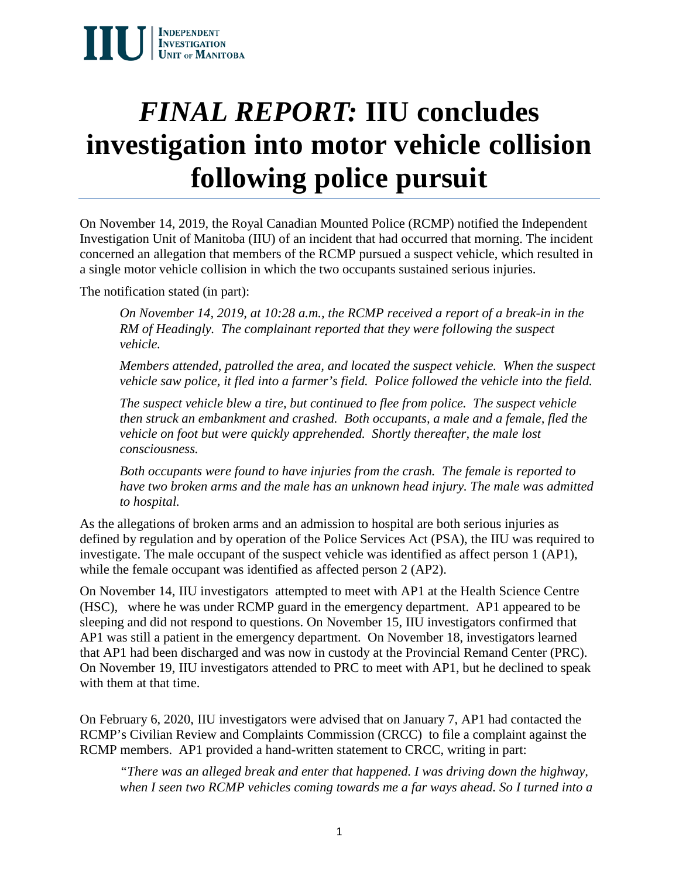IIU | INDEPENDENT INVESTIGATION UNIT OF MANITOBA

# *FINAL REPORT:* IIU concludes investigation into motor vehicle collision following police pursuit

On November 14, 2019, the Royal Canadian Mounted Police (RCMP) notified the Independent Investigation Unit of Manitoba (IIU) of an incident that had occurred that morning. The incident concerned an allegation that members of the RCMP pursued a suspect vehicle, which resulted in a single motor vehicle collision in which the two occupants sustained serious injuries.

The notification stated (in part):

> *On November 14, 2019, at 10:28 a.m., the RCMP received a report of a break-in in the RM of Headingly. The complainant reported that they were following the suspect vehicle.*
>
> *Members attended, patrolled the area, and located the suspect vehicle. When the suspect vehicle saw police, it fled into a farmer's field. Police followed the vehicle into the field.*
>
> *The suspect vehicle blew a tire, but continued to flee from police. The suspect vehicle then struck an embankment and crashed. Both occupants, a male and a female, fled the vehicle on foot but were quickly apprehended. Shortly thereafter, the male lost consciousness.*
>
> *Both occupants were found to have injuries from the crash. The female is reported to have two broken arms and the male has an unknown head injury. The male was admitted to hospital.*

As the allegations of broken arms and an admission to hospital are both serious injuries as defined by regulation and by operation of the Police Services Act (PSA), the IIU was required to investigate. The male occupant of the suspect vehicle was identified as affect person 1 (AP1), while the female occupant was identified as affected person 2 (AP2).

On November 14, IIU investigators attempted to meet with AP1 at the Health Science Centre (HSC), where he was under RCMP guard in the emergency department. AP1 appeared to be sleeping and did not respond to questions. On November 15, IIU investigators confirmed that AP1 was still a patient in the emergency department. On November 18, investigators learned that AP1 had been discharged and was now in custody at the Provincial Remand Center (PRC). On November 19, IIU investigators attended to PRC to meet with AP1, but he declined to speak with them at that time.

On February 6, 2020, IIU investigators were advised that on January 7, AP1 had contacted the RCMP's Civilian Review and Complaints Commission (CRCC) to file a complaint against the RCMP members. AP1 provided a hand-written statement to CRCC, writing in part:

> *"There was an alleged break and enter that happened. I was driving down the highway, when I seen two RCMP vehicles coming towards me a far ways ahead. So I turned into a*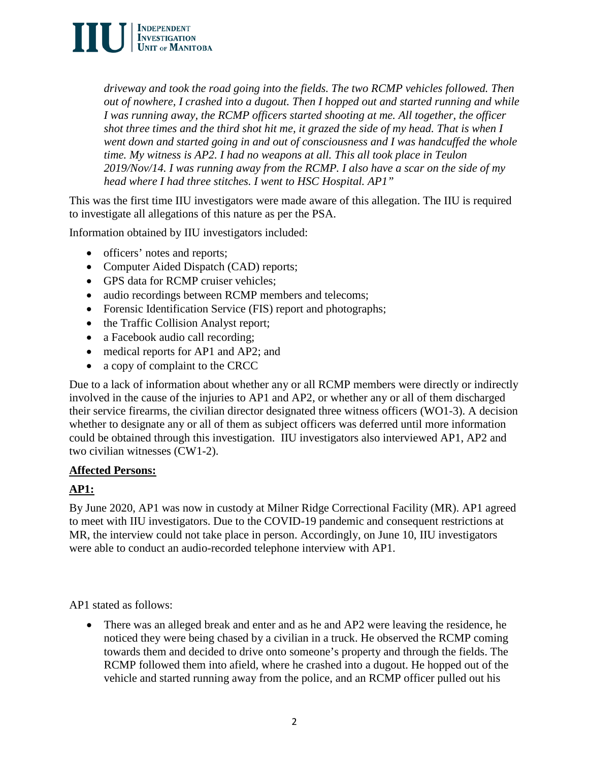*driveway and took the road going into the fields. The two RCMP vehicles followed. Then out of nowhere, I crashed into a dugout. Then I hopped out and started running and while I was running away, the RCMP officers started shooting at me. All together, the officer shot three times and the third shot hit me, it grazed the side of my head. That is when I went down and started going in and out of consciousness and I was handcuffed the whole time. My witness is AP2. I had no weapons at all. This all took place in Teulon 2019/Nov/14. I was running away from the RCMP. I also have a scar on the side of my head where I had three stitches. I went to HSC Hospital. AP1"*

This was the first time IIU investigators were made aware of this allegation. The IIU is required to investigate all allegations of this nature as per the PSA.

Information obtained by IIU investigators included:

- officers' notes and reports;
- Computer Aided Dispatch (CAD) reports;
- GPS data for RCMP cruiser vehicles;
- audio recordings between RCMP members and telecoms;
- Forensic Identification Service (FIS) report and photographs;
- the Traffic Collision Analyst report;
- a Facebook audio call recording;
- medical reports for AP1 and AP2; and
- a copy of complaint to the CRCC

Due to a lack of information about whether any or all RCMP members were directly or indirectly involved in the cause of the injuries to AP1 and AP2, or whether any or all of them discharged their service firearms, the civilian director designated three witness officers (WO1-3). A decision whether to designate any or all of them as subject officers was deferred until more information could be obtained through this investigation. IIU investigators also interviewed AP1, AP2 and two civilian witnesses (CW1-2).

## **Affected Persons:**

### **AP1:**

By June 2020, AP1 was now in custody at Milner Ridge Correctional Facility (MR). AP1 agreed to meet with IIU investigators. Due to the COVID-19 pandemic and consequent restrictions at MR, the interview could not take place in person. Accordingly, on June 10, IIU investigators were able to conduct an audio-recorded telephone interview with AP1.

AP1 stated as follows:

- There was an alleged break and enter and as he and AP2 were leaving the residence, he noticed they were being chased by a civilian in a truck. He observed the RCMP coming towards them and decided to drive onto someone's property and through the fields. The RCMP followed them into afield, where he crashed into a dugout. He hopped out of the vehicle and started running away from the police, and an RCMP officer pulled out his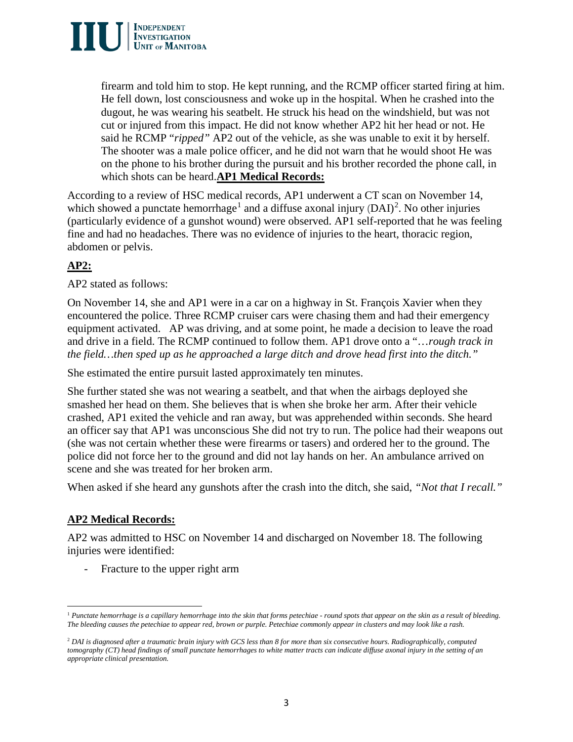firearm and told him to stop. He kept running, and the RCMP officer started firing at him. He fell down, lost consciousness and woke up in the hospital. When he crashed into the dugout, he was wearing his seatbelt. He struck his head on the windshield, but was not cut or injured from this impact. He did not know whether AP2 hit her head or not. He said he RCMP "*ripped"* AP2 out of the vehicle, as she was unable to exit it by herself. The shooter was a male police officer, and he did not warn that he would shoot He was on the phone to his brother during the pursuit and his brother recorded the phone call, in which shots can be heard.

**AP1 Medical Records:**

According to a review of HSC medical records, AP1 underwent a CT scan on November 14, which showed a punctate hemorrhage[1] and a diffuse axonal injury (DAI)[2]. No other injuries (particularly evidence of a gunshot wound) were observed. AP1 self-reported that he was feeling fine and had no headaches. There was no evidence of injuries to the heart, thoracic region, abdomen or pelvis.

**AP2:**

AP2 stated as follows:

On November 14, she and AP1 were in a car on a highway in St. François Xavier when they encountered the police. Three RCMP cruiser cars were chasing them and had their emergency equipment activated. AP was driving, and at some point, he made a decision to leave the road and drive in a field. The RCMP continued to follow them. AP1 drove onto a "*…rough track in the field…then sped up as he approached a large ditch and drove head first into the ditch."*

She estimated the entire pursuit lasted approximately ten minutes.

She further stated she was not wearing a seatbelt, and that when the airbags deployed she smashed her head on them. She believes that is when she broke her arm. After their vehicle crashed, AP1 exited the vehicle and ran away, but was apprehended within seconds. She heard an officer say that AP1 was unconscious She did not try to run. The police had their weapons out (she was not certain whether these were firearms or tasers) and ordered her to the ground. The police did not force her to the ground and did not lay hands on her. An ambulance arrived on scene and she was treated for her broken arm.

When asked if she heard any gunshots after the crash into the ditch, she said, *"Not that I recall."*

**AP2 Medical Records:**

AP2 was admitted to HSC on November 14 and discharged on November 18. The following injuries were identified:

- Fracture to the upper right arm

---

[1] *Punctate hemorrhage is a capillary hemorrhage into the skin that forms petechiae - round spots that appear on the skin as a result of bleeding. The bleeding causes the petechiae to appear red, brown or purple. Petechiae commonly appear in clusters and may look like a rash.*

[2] *DAI is diagnosed after a traumatic brain injury with GCS less than 8 for more than six consecutive hours. Radiographically, computed tomography (CT) head findings of small punctate hemorrhages to white matter tracts can indicate diffuse axonal injury in the setting of an appropriate clinical presentation.*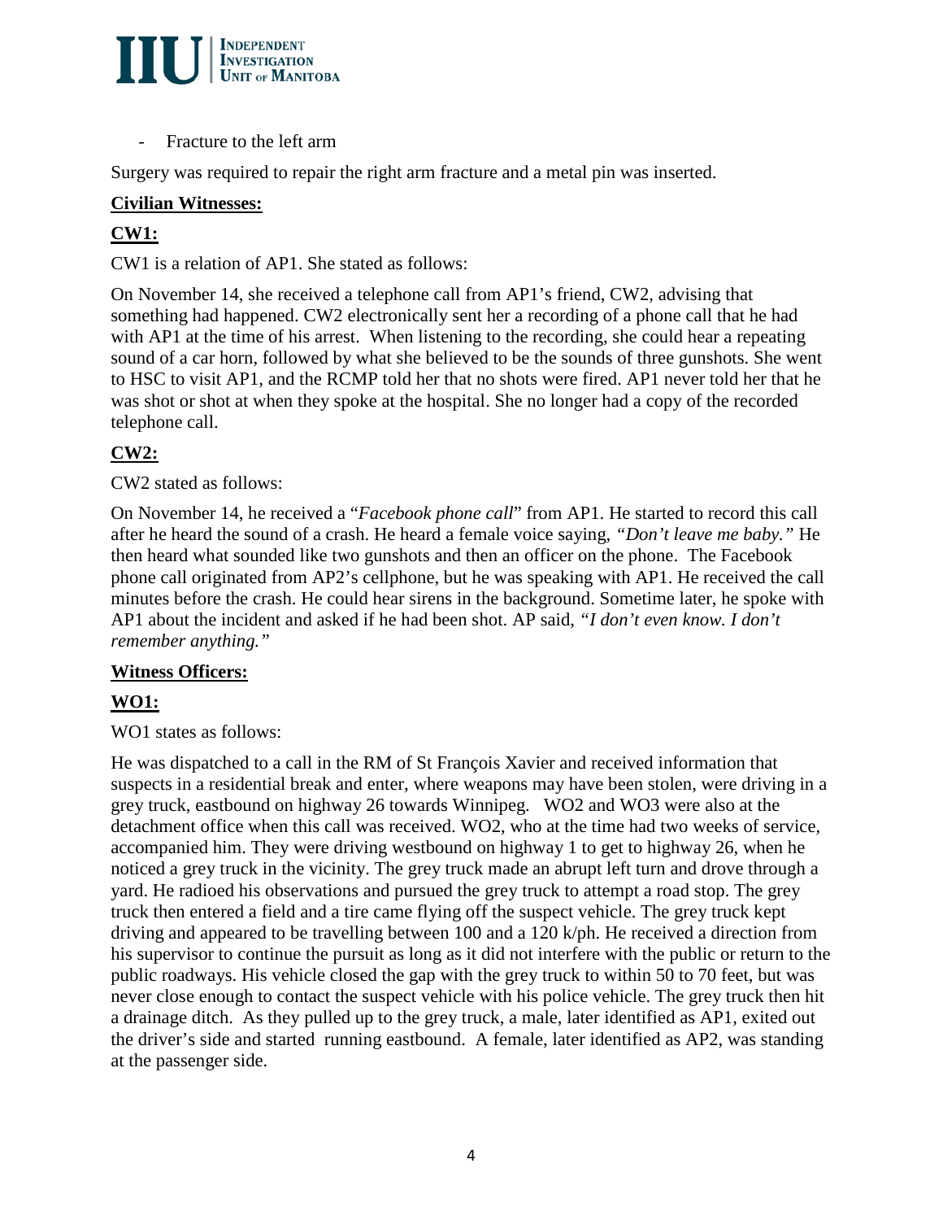- Fracture to the left arm

Surgery was required to repair the right arm fracture and a metal pin was inserted.

**Civilian Witnesses:**

**CW1:**

CW1 is a relation of AP1. She stated as follows:

On November 14, she received a telephone call from AP1's friend, CW2, advising that something had happened. CW2 electronically sent her a recording of a phone call that he had with AP1 at the time of his arrest. When listening to the recording, she could hear a repeating sound of a car horn, followed by what she believed to be the sounds of three gunshots. She went to HSC to visit AP1, and the RCMP told her that no shots were fired. AP1 never told her that he was shot or shot at when they spoke at the hospital. She no longer had a copy of the recorded telephone call.

**CW2:**

CW2 stated as follows:

On November 14, he received a "*Facebook phone call*" from AP1. He started to record this call after he heard the sound of a crash. He heard a female voice saying, *"Don't leave me baby."* He then heard what sounded like two gunshots and then an officer on the phone. The Facebook phone call originated from AP2's cellphone, but he was speaking with AP1. He received the call minutes before the crash. He could hear sirens in the background. Sometime later, he spoke with AP1 about the incident and asked if he had been shot. AP said, *"I don't even know. I don't remember anything."*

**Witness Officers:**

**WO1:**

WO1 states as follows:

He was dispatched to a call in the RM of St François Xavier and received information that suspects in a residential break and enter, where weapons may have been stolen, were driving in a grey truck, eastbound on highway 26 towards Winnipeg. WO2 and WO3 were also at the detachment office when this call was received. WO2, who at the time had two weeks of service, accompanied him. They were driving westbound on highway 1 to get to highway 26, when he noticed a grey truck in the vicinity. The grey truck made an abrupt left turn and drove through a yard. He radioed his observations and pursued the grey truck to attempt a road stop. The grey truck then entered a field and a tire came flying off the suspect vehicle. The grey truck kept driving and appeared to be travelling between 100 and a 120 k/ph. He received a direction from his supervisor to continue the pursuit as long as it did not interfere with the public or return to the public roadways. His vehicle closed the gap with the grey truck to within 50 to 70 feet, but was never close enough to contact the suspect vehicle with his police vehicle. The grey truck then hit a drainage ditch. As they pulled up to the grey truck, a male, later identified as AP1, exited out the driver's side and started running eastbound. A female, later identified as AP2, was standing at the passenger side.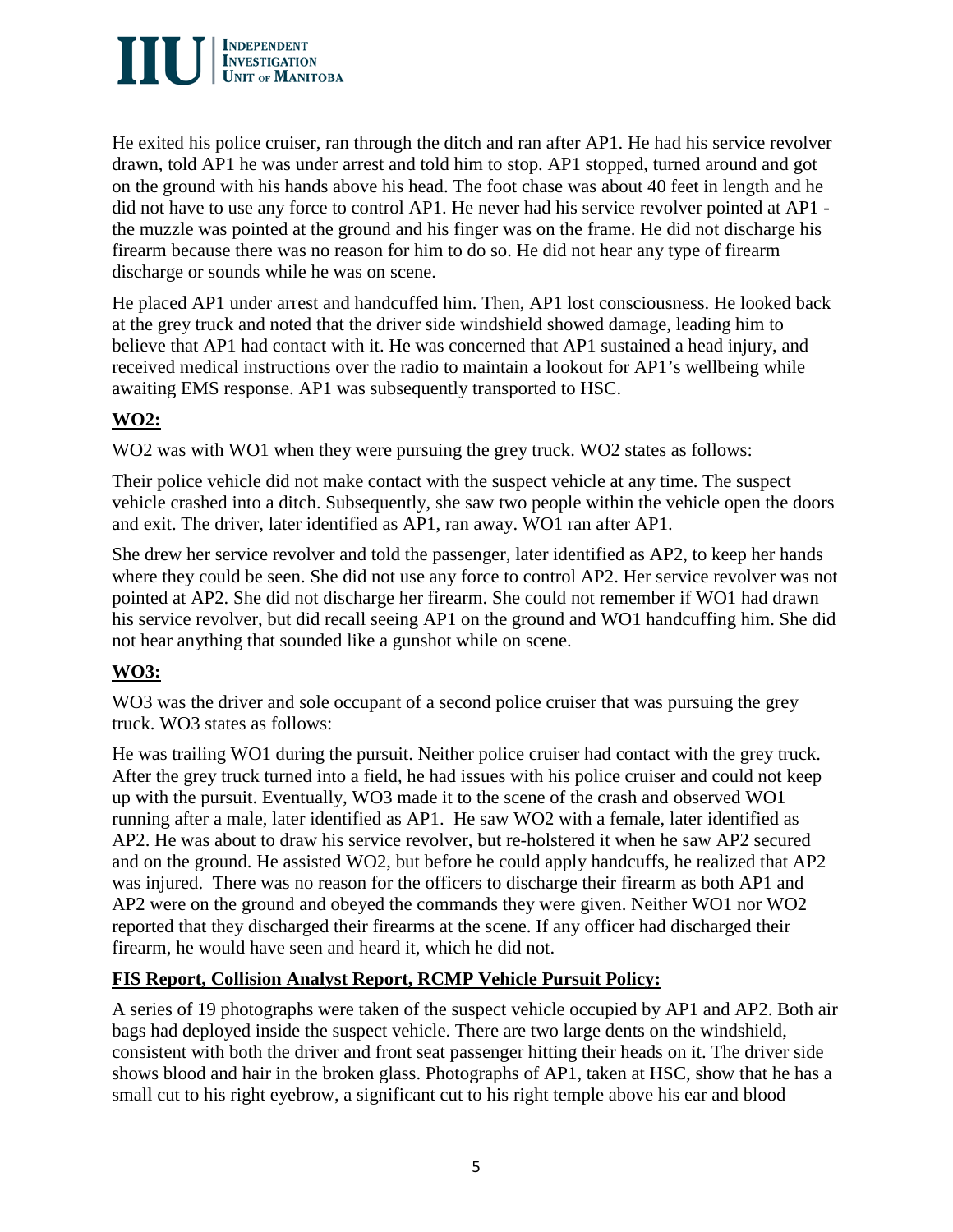He exited his police cruiser, ran through the ditch and ran after AP1. He had his service revolver drawn, told AP1 he was under arrest and told him to stop. AP1 stopped, turned around and got on the ground with his hands above his head. The foot chase was about 40 feet in length and he did not have to use any force to control AP1. He never had his service revolver pointed at AP1 - the muzzle was pointed at the ground and his finger was on the frame. He did not discharge his firearm because there was no reason for him to do so. He did not hear any type of firearm discharge or sounds while he was on scene.

He placed AP1 under arrest and handcuffed him. Then, AP1 lost consciousness. He looked back at the grey truck and noted that the driver side windshield showed damage, leading him to believe that AP1 had contact with it. He was concerned that AP1 sustained a head injury, and received medical instructions over the radio to maintain a lookout for AP1's wellbeing while awaiting EMS response. AP1 was subsequently transported to HSC.

**WO2:**

WO2 was with WO1 when they were pursuing the grey truck. WO2 states as follows:

Their police vehicle did not make contact with the suspect vehicle at any time. The suspect vehicle crashed into a ditch. Subsequently, she saw two people within the vehicle open the doors and exit. The driver, later identified as AP1, ran away. WO1 ran after AP1.

She drew her service revolver and told the passenger, later identified as AP2, to keep her hands where they could be seen. She did not use any force to control AP2. Her service revolver was not pointed at AP2. She did not discharge her firearm. She could not remember if WO1 had drawn his service revolver, but did recall seeing AP1 on the ground and WO1 handcuffing him. She did not hear anything that sounded like a gunshot while on scene.

**WO3:**

WO3 was the driver and sole occupant of a second police cruiser that was pursuing the grey truck. WO3 states as follows:

He was trailing WO1 during the pursuit. Neither police cruiser had contact with the grey truck. After the grey truck turned into a field, he had issues with his police cruiser and could not keep up with the pursuit. Eventually, WO3 made it to the scene of the crash and observed WO1 running after a male, later identified as AP1. He saw WO2 with a female, later identified as AP2. He was about to draw his service revolver, but re-holstered it when he saw AP2 secured and on the ground. He assisted WO2, but before he could apply handcuffs, he realized that AP2 was injured. There was no reason for the officers to discharge their firearm as both AP1 and AP2 were on the ground and obeyed the commands they were given. Neither WO1 nor WO2 reported that they discharged their firearms at the scene. If any officer had discharged their firearm, he would have seen and heard it, which he did not.

**FIS Report, Collision Analyst Report, RCMP Vehicle Pursuit Policy:**

A series of 19 photographs were taken of the suspect vehicle occupied by AP1 and AP2. Both air bags had deployed inside the suspect vehicle. There are two large dents on the windshield, consistent with both the driver and front seat passenger hitting their heads on it. The driver side shows blood and hair in the broken glass. Photographs of AP1, taken at HSC, show that he has a small cut to his right eyebrow, a significant cut to his right temple above his ear and blood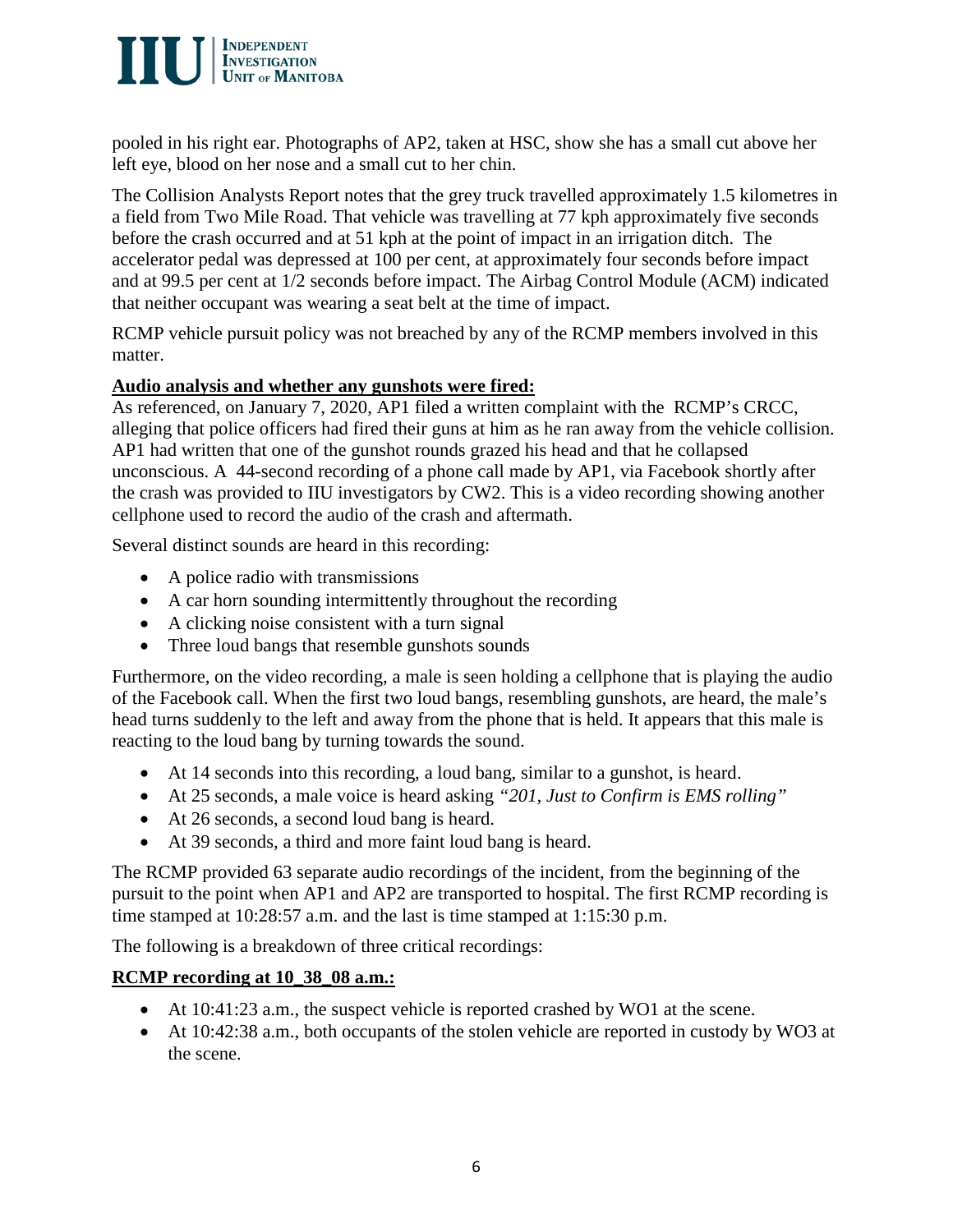pooled in his right ear. Photographs of AP2, taken at HSC, show she has a small cut above her left eye, blood on her nose and a small cut to her chin.

The Collision Analysts Report notes that the grey truck travelled approximately 1.5 kilometres in a field from Two Mile Road. That vehicle was travelling at 77 kph approximately five seconds before the crash occurred and at 51 kph at the point of impact in an irrigation ditch. The accelerator pedal was depressed at 100 per cent, at approximately four seconds before impact and at 99.5 per cent at 1/2 seconds before impact. The Airbag Control Module (ACM) indicated that neither occupant was wearing a seat belt at the time of impact.

RCMP vehicle pursuit policy was not breached by any of the RCMP members involved in this matter.

**Audio analysis and whether any gunshots were fired:**

As referenced, on January 7, 2020, AP1 filed a written complaint with the RCMP's CRCC, alleging that police officers had fired their guns at him as he ran away from the vehicle collision. AP1 had written that one of the gunshot rounds grazed his head and that he collapsed unconscious. A 44-second recording of a phone call made by AP1, via Facebook shortly after the crash was provided to IIU investigators by CW2. This is a video recording showing another cellphone used to record the audio of the crash and aftermath.

Several distinct sounds are heard in this recording:

- A police radio with transmissions
- A car horn sounding intermittently throughout the recording
- A clicking noise consistent with a turn signal
- Three loud bangs that resemble gunshots sounds

Furthermore, on the video recording, a male is seen holding a cellphone that is playing the audio of the Facebook call. When the first two loud bangs, resembling gunshots, are heard, the male's head turns suddenly to the left and away from the phone that is held. It appears that this male is reacting to the loud bang by turning towards the sound.

- At 14 seconds into this recording, a loud bang, similar to a gunshot, is heard.
- At 25 seconds, a male voice is heard asking *"201, Just to Confirm is EMS rolling"*
- At 26 seconds, a second loud bang is heard.
- At 39 seconds, a third and more faint loud bang is heard.

The RCMP provided 63 separate audio recordings of the incident, from the beginning of the pursuit to the point when AP1 and AP2 are transported to hospital. The first RCMP recording is time stamped at 10:28:57 a.m. and the last is time stamped at 1:15:30 p.m.

The following is a breakdown of three critical recordings:

**RCMP recording at 10_38_08 a.m.:**

- At 10:41:23 a.m., the suspect vehicle is reported crashed by WO1 at the scene.
- At 10:42:38 a.m., both occupants of the stolen vehicle are reported in custody by WO3 at the scene.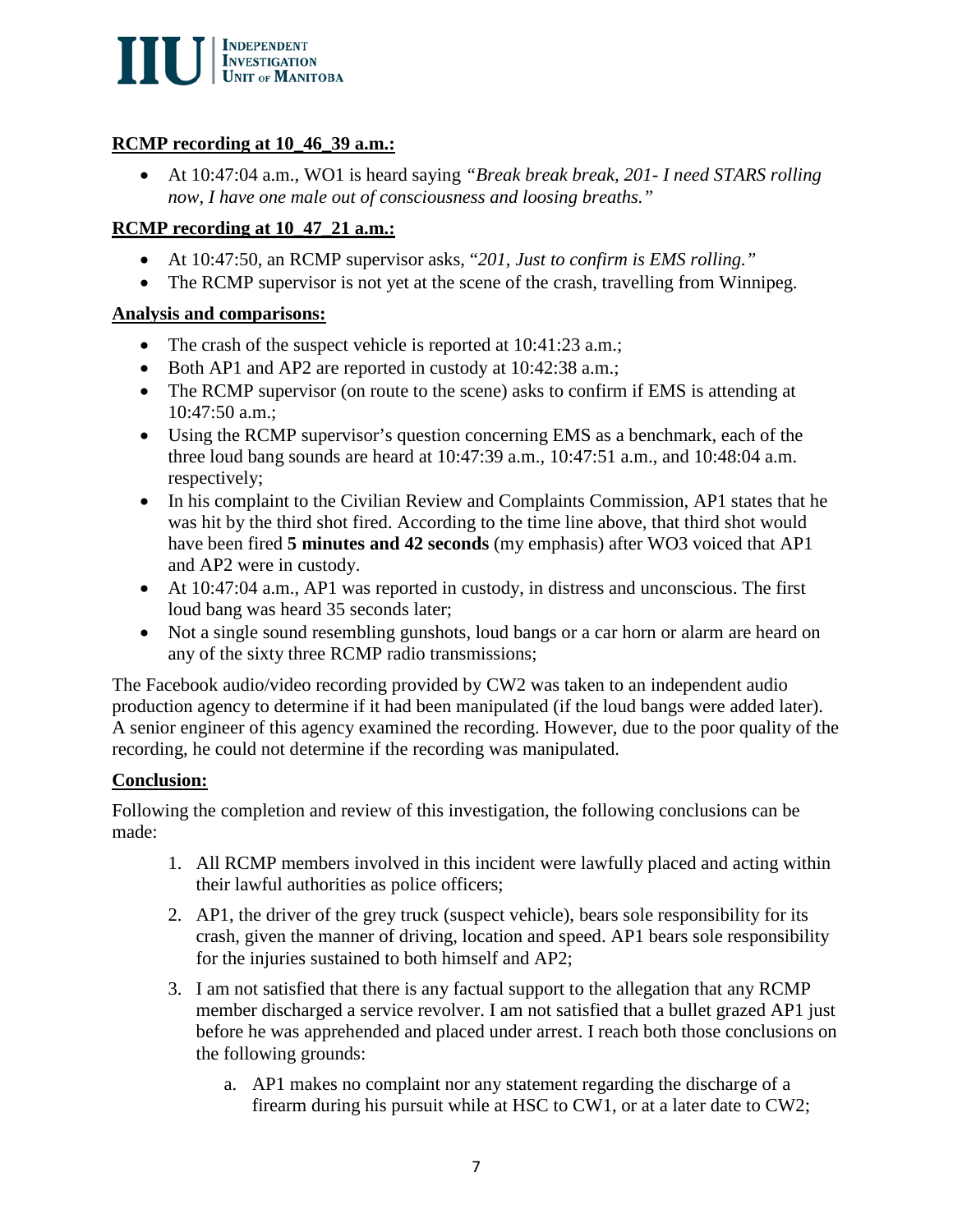**RCMP recording at 10_46_39 a.m.:**

- At 10:47:04 a.m., WO1 is heard saying *"Break break break, 201- I need STARS rolling now, I have one male out of consciousness and loosing breaths."*

**RCMP recording at 10_47_21 a.m.:**

- At 10:47:50, an RCMP supervisor asks, "*201, Just to confirm is EMS rolling.*"
- The RCMP supervisor is not yet at the scene of the crash, travelling from Winnipeg.

**Analysis and comparisons:**

- The crash of the suspect vehicle is reported at 10:41:23 a.m.;
- Both AP1 and AP2 are reported in custody at 10:42:38 a.m.;
- The RCMP supervisor (on route to the scene) asks to confirm if EMS is attending at 10:47:50 a.m.;
- Using the RCMP supervisor's question concerning EMS as a benchmark, each of the three loud bang sounds are heard at 10:47:39 a.m., 10:47:51 a.m., and 10:48:04 a.m. respectively;
- In his complaint to the Civilian Review and Complaints Commission, AP1 states that he was hit by the third shot fired. According to the time line above, that third shot would have been fired **5 minutes and 42 seconds** (my emphasis) after WO3 voiced that AP1 and AP2 were in custody.
- At 10:47:04 a.m., AP1 was reported in custody, in distress and unconscious. The first loud bang was heard 35 seconds later;
- Not a single sound resembling gunshots, loud bangs or a car horn or alarm are heard on any of the sixty three RCMP radio transmissions;

The Facebook audio/video recording provided by CW2 was taken to an independent audio production agency to determine if it had been manipulated (if the loud bangs were added later). A senior engineer of this agency examined the recording. However, due to the poor quality of the recording, he could not determine if the recording was manipulated.

**Conclusion:**

Following the completion and review of this investigation, the following conclusions can be made:

1. All RCMP members involved in this incident were lawfully placed and acting within their lawful authorities as police officers;
2. AP1, the driver of the grey truck (suspect vehicle), bears sole responsibility for its crash, given the manner of driving, location and speed. AP1 bears sole responsibility for the injuries sustained to both himself and AP2;
3. I am not satisfied that there is any factual support to the allegation that any RCMP member discharged a service revolver. I am not satisfied that a bullet grazed AP1 just before he was apprehended and placed under arrest. I reach both those conclusions on the following grounds:
    a. AP1 makes no complaint nor any statement regarding the discharge of a firearm during his pursuit while at HSC to CW1, or at a later date to CW2;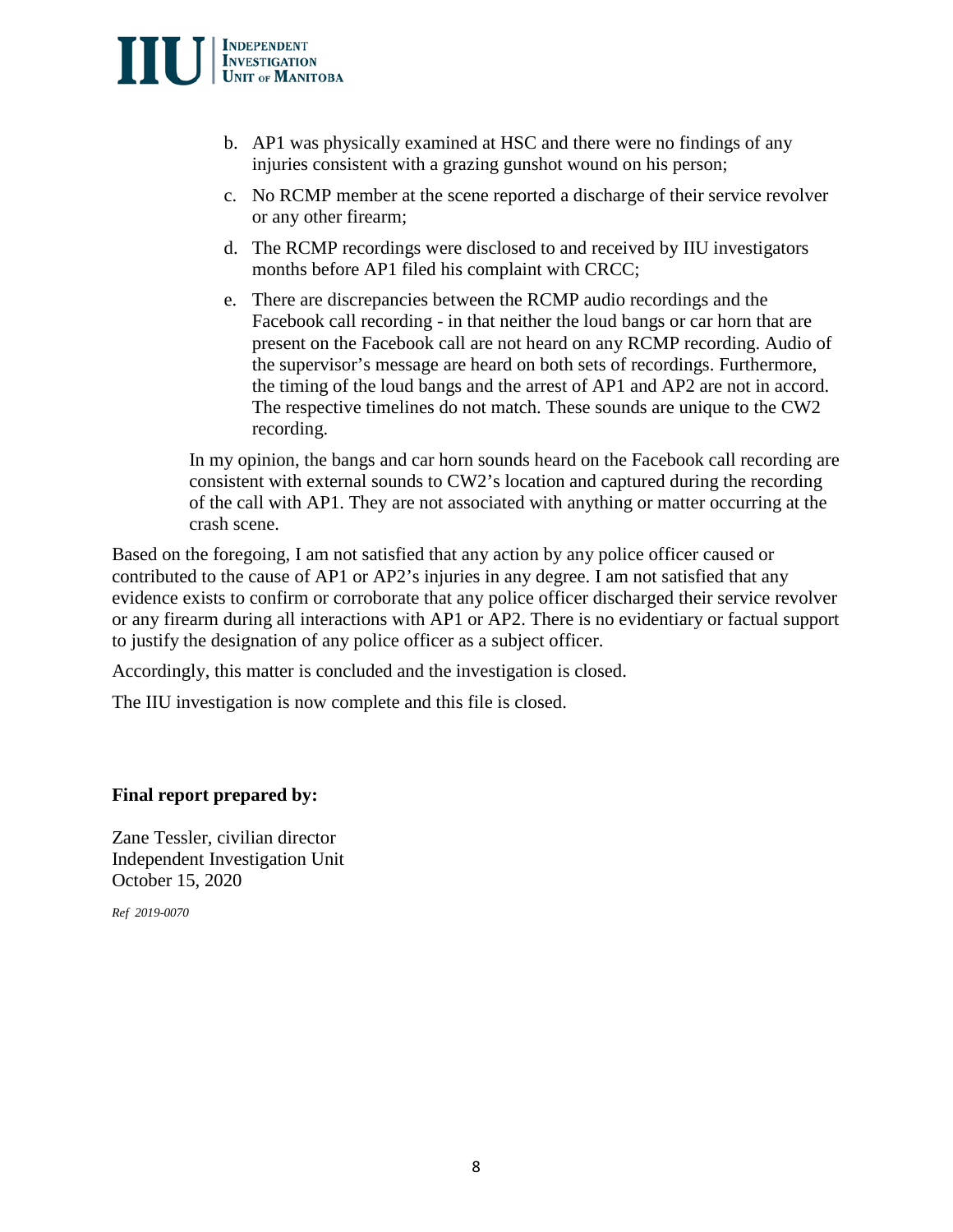b. AP1 was physically examined at HSC and there were no findings of any injuries consistent with a grazing gunshot wound on his person;

c. No RCMP member at the scene reported a discharge of their service revolver or any other firearm;

d. The RCMP recordings were disclosed to and received by IIU investigators months before AP1 filed his complaint with CRCC;

e. There are discrepancies between the RCMP audio recordings and the Facebook call recording - in that neither the loud bangs or car horn that are present on the Facebook call are not heard on any RCMP recording. Audio of the supervisor's message are heard on both sets of recordings. Furthermore, the timing of the loud bangs and the arrest of AP1 and AP2 are not in accord. The respective timelines do not match. These sounds are unique to the CW2 recording.

In my opinion, the bangs and car horn sounds heard on the Facebook call recording are consistent with external sounds to CW2's location and captured during the recording of the call with AP1. They are not associated with anything or matter occurring at the crash scene.

Based on the foregoing, I am not satisfied that any action by any police officer caused or contributed to the cause of AP1 or AP2's injuries in any degree. I am not satisfied that any evidence exists to confirm or corroborate that any police officer discharged their service revolver or any firearm during all interactions with AP1 or AP2. There is no evidentiary or factual support to justify the designation of any police officer as a subject officer.

Accordingly, this matter is concluded and the investigation is closed.

The IIU investigation is now complete and this file is closed.

**Final report prepared by:**

Zane Tessler, civilian director
Independent Investigation Unit
October 15, 2020

*Ref 2019-0070*